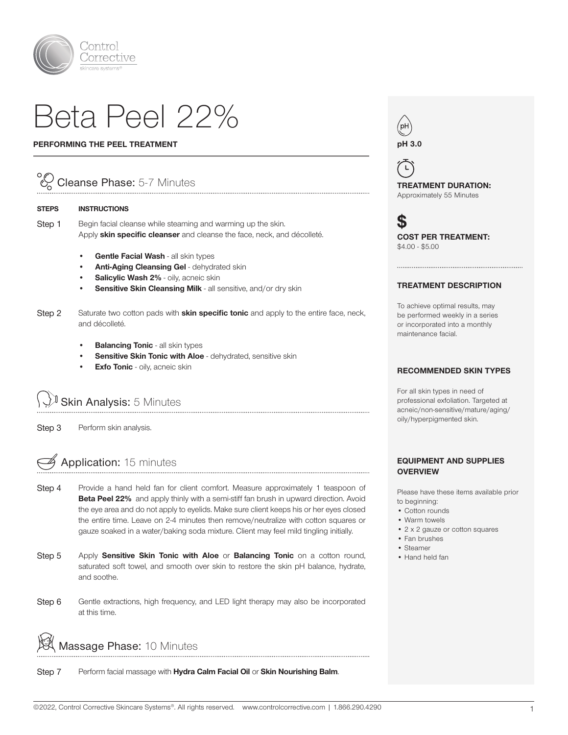Control Corrective skincare systems®

# Beta Peel 22%

**PERFORMING THE PEEL TREATMENT**

## Cleanse Phase: 5-7 Minutes

| STEPS | INSTRUCTIONS |
|---|---|

**Step 1** Begin facial cleanse while steaming and warming up the skin.
Apply **skin specific cleanser** and cleanse the face, neck, and décolleté.

- **Gentle Facial Wash** - all skin types
- **Anti-Aging Cleansing Gel** - dehydrated skin
- **Salicylic Wash 2%** - oily, acneic skin
- **Sensitive Skin Cleansing Milk** - all sensitive, and/or dry skin

**Step 2** Saturate two cotton pads with **skin specific tonic** and apply to the entire face, neck, and décolleté.

- **Balancing Tonic** - all skin types
- **Sensitive Skin Tonic with Aloe** - dehydrated, sensitive skin
- **Exfo Tonic** - oily, acneic skin

## Skin Analysis: 5 Minutes

**Step 3** Perform skin analysis.

## Application: 15 minutes

**Step 4** Provide a hand held fan for client comfort. Measure approximately 1 teaspoon of **Beta Peel 22%** and apply thinly with a semi-stiff fan brush in upward direction. Avoid the eye area and do not apply to eyelids. Make sure client keeps his or her eyes closed the entire time. Leave on 2-4 minutes then remove/neutralize with cotton squares or gauze soaked in a water/baking soda mixture. Client may feel mild tingling initially.

**Step 5** Apply **Sensitive Skin Tonic with Aloe** or **Balancing Tonic** on a cotton round, saturated soft towel, and smooth over skin to restore the skin pH balance, hydrate, and soothe.

**Step 6** Gentle extractions, high frequency, and LED light therapy may also be incorporated at this time.

## Massage Phase: 10 Minutes

**Step 7** Perform facial massage with **Hydra Calm Facial Oil** or **Skin Nourishing Balm**.

---

**pH 3.0**

**TREATMENT DURATION:**
Approximately 55 Minutes

**COST PER TREATMENT:**
$4.00 - $5.00

**TREATMENT DESCRIPTION**

To achieve optimal results, may be performed weekly in a series or incorporated into a monthly maintenance facial.

**RECOMMENDED SKIN TYPES**

For all skin types in need of professional exfoliation. Targeted at acneic/non-sensitive/mature/aging/oily/hyperpigmented skin.

**EQUIPMENT AND SUPPLIES OVERVIEW**

Please have these items available prior to beginning:

- Cotton rounds
- Warm towels
- 2 x 2 gauze or cotton squares
- Fan brushes
- Steamer
- Hand held fan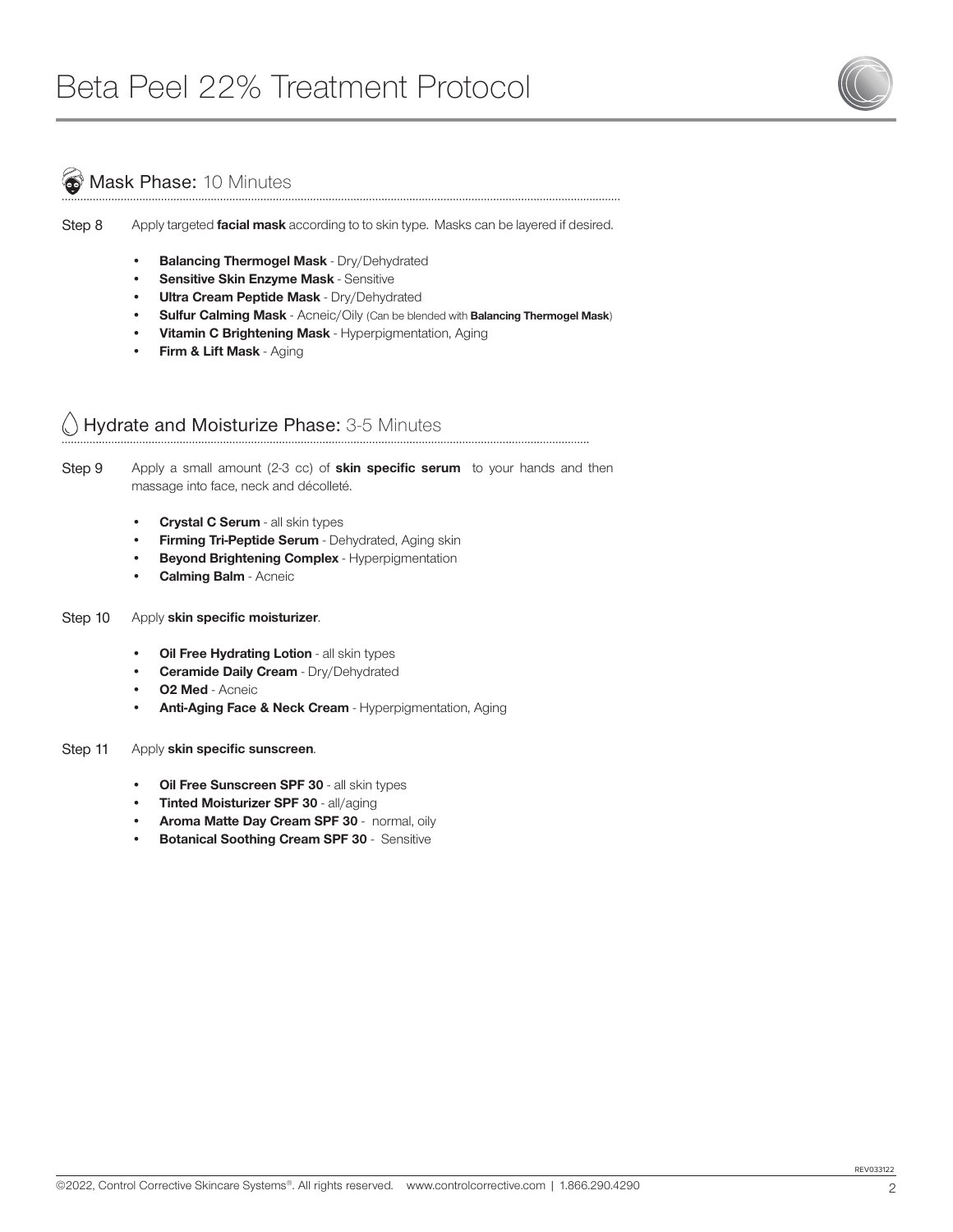# Beta Peel 22% Treatment Protocol

## Mask Phase: 10 Minutes

Step 8 Apply targeted **facial mask** according to to skin type. Masks can be layered if desired.

- **Balancing Thermogel Mask** - Dry/Dehydrated
- **Sensitive Skin Enzyme Mask** - Sensitive
- **Ultra Cream Peptide Mask** - Dry/Dehydrated
- **Sulfur Calming Mask** - Acneic/Oily (Can be blended with **Balancing Thermogel Mask**)
- **Vitamin C Brightening Mask** - Hyperpigmentation, Aging
- **Firm & Lift Mask** - Aging

## Hydrate and Moisturize Phase: 3-5 Minutes

Step 9 Apply a small amount (2-3 cc) of **skin specific serum** to your hands and then massage into face, neck and décolleté.

- **Crystal C Serum** - all skin types
- **Firming Tri-Peptide Serum** - Dehydrated, Aging skin
- **Beyond Brightening Complex** - Hyperpigmentation
- **Calming Balm** - Acneic

Step 10 Apply **skin specific moisturizer**.

- **Oil Free Hydrating Lotion** - all skin types
- **Ceramide Daily Cream** - Dry/Dehydrated
- **O2 Med** - Acneic
- **Anti-Aging Face & Neck Cream** - Hyperpigmentation, Aging

Step 11 Apply **skin specific sunscreen**.

- **Oil Free Sunscreen SPF 30** - all skin types
- **Tinted Moisturizer SPF 30** - all/aging
- **Aroma Matte Day Cream SPF 30** - normal, oily
- **Botanical Soothing Cream SPF 30** - Sensitive